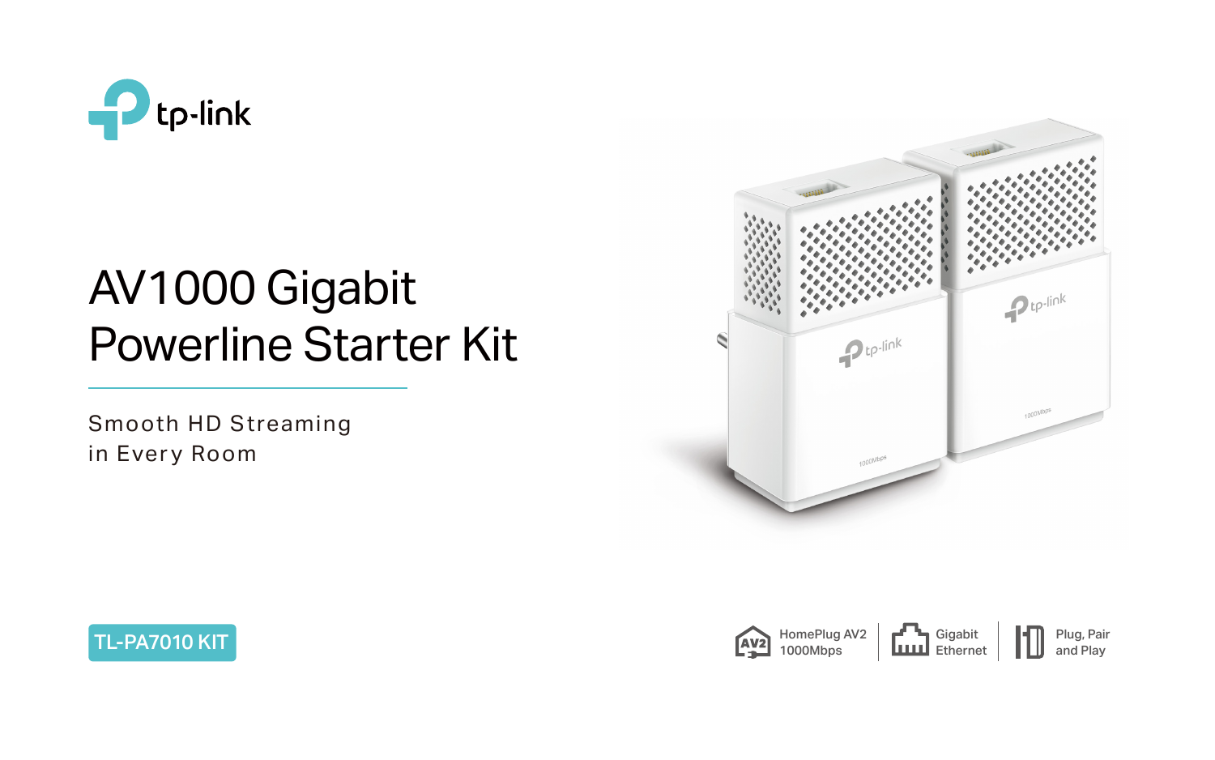tp-link

# AV1000 Gigabit Powerline Starter Kit

Smooth HD Streaming
in Every Room

TL-PA7010 KIT

HomePlug AV2 1000Mbps

Gigabit Ethernet

Plug, Pair and Play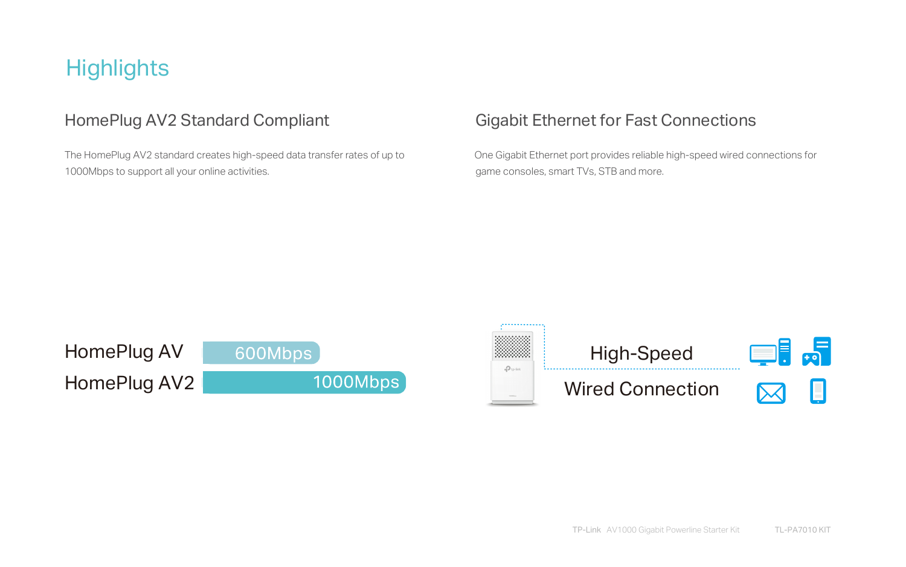# Highlights

## HomePlug AV2 Standard Compliant

The HomePlug AV2 standard creates high-speed data transfer rates of up to 1000Mbps to support all your online activities.

HomePlug AV 600Mbps

HomePlug AV2 1000Mbps

## Gigabit Ethernet for Fast Connections

One Gigabit Ethernet port provides reliable high-speed wired connections for game consoles, smart TVs, STB and more.

High-Speed

Wired Connection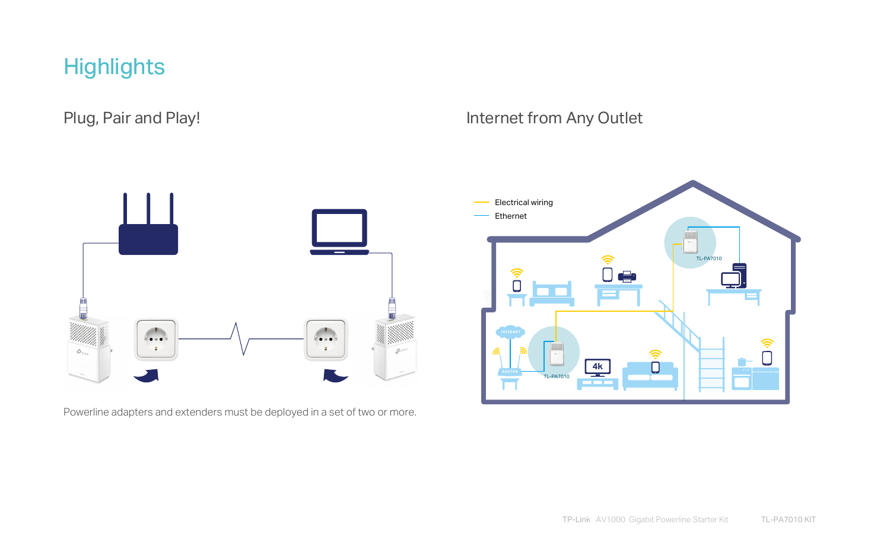# Highlights

## Plug, Pair and Play!

Powerline adapters and extenders must be deployed in a set of two or more.

## Internet from Any Outlet

Electrical wiring

Ethernet

INTERNET

ROUTER

TL-PA7010

TL-PA7010

4k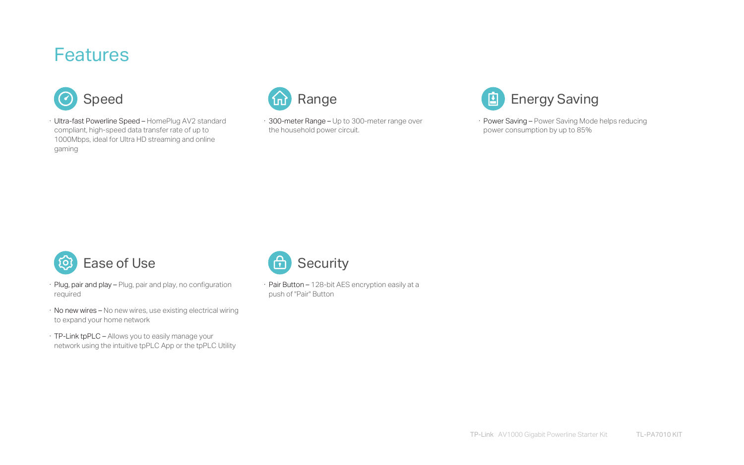# Features

## Speed

- Ultra-fast Powerline Speed – HomePlug AV2 standard compliant, high-speed data transfer rate of up to 1000Mbps, ideal for Ultra HD streaming and online gaming

## Range

- 300-meter Range – Up to 300-meter range over the household power circuit.

## Energy Saving

- Power Saving – Power Saving Mode helps reducing power consumption by up to 85%

## Ease of Use

- Plug, pair and play – Plug, pair and play, no configuration required
- No new wires – No new wires, use existing electrical wiring to expand your home network
- TP-Link tpPLC – Allows you to easily manage your network using the intuitive tpPLC App or the tpPLC Utility

## Security

- Pair Button – 128-bit AES encryption easily at a push of "Pair" Button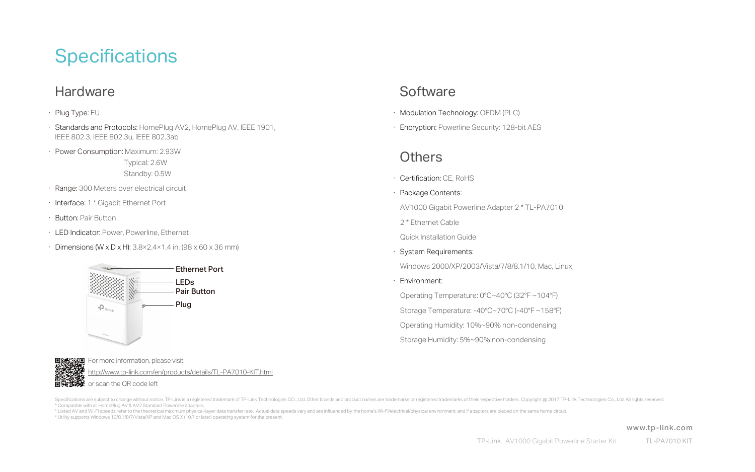# Specifications

## Hardware

- Plug Type: EU
- Standards and Protocols: HomePlug AV2, HomePlug AV, IEEE 1901, IEEE 802.3, IEEE 802.3u, IEEE 802.3ab
- Power Consumption: Maximum: 2.93W
  Typical: 2.6W
  Standby: 0.5W
- Range: 300 Meters over electrical circuit
- Interface: 1 * Gigabit Ethernet Port
- Button: Pair Button
- LED Indicator: Power, Powerline, Ethernet
- Dimensions (W x D x H): 3.8×2.4×1.4 in. (98 x 60 x 36 mm)

Ethernet Port
LEDs
Pair Button
Plug

For more information, please visit
http://www.tp-link.com/en/products/details/TL-PA7010-KIT.html
or scan the QR code left

## Software

- Modulation Technology: OFDM (PLC)
- Encryption: Powerline Security: 128-bit AES

## Others

- Certification: CE, RoHS
- Package Contents:

  AV1000 Gigabit Powerline Adapter 2 * TL-PA7010

  2 * Ethernet Cable

  Quick Installation Guide
- System Requirements:

  Windows 2000/XP/2003/Vista/7/8/8.1/10, Mac, Linux
- Environment:

  Operating Temperature: 0℃~40℃ (32℉ ~104℉)

  Storage Temperature: -40℃~70℃ (-40℉ ~158℉)

  Operating Humidity: 10%~90% non-condensing

  Storage Humidity: 5%~90% non-condensing

Specifications are subject to change without notice. TP-Link is a registered trademark of TP-Link Technologies CO., Ltd. Other brands and product names are trademarks or registered trademarks of their respective holders. Copyright @ 2017 TP-Link Technologies Co., Ltd. All rights reserved.
* Compatible with all HomePlug AV & AV2 Standard Powerline adapters.
* Listed AV and Wi-Fi speeds refer to the theoretical maximum physical-layer data transfer rate. Actual data speeds vary and are influenced by the home's Wi-Fi/electrical/physical environment, and if adapters are placed on the same home circuit.
* Utility supports Windows 10/8.1/8/7/Vista/XP and Mac OS X (10.7 or later) operating system for the present.

www.tp-link.com

TP-Link AV1000 Gigabit Powerline Starter Kit TL-PA7010 KIT